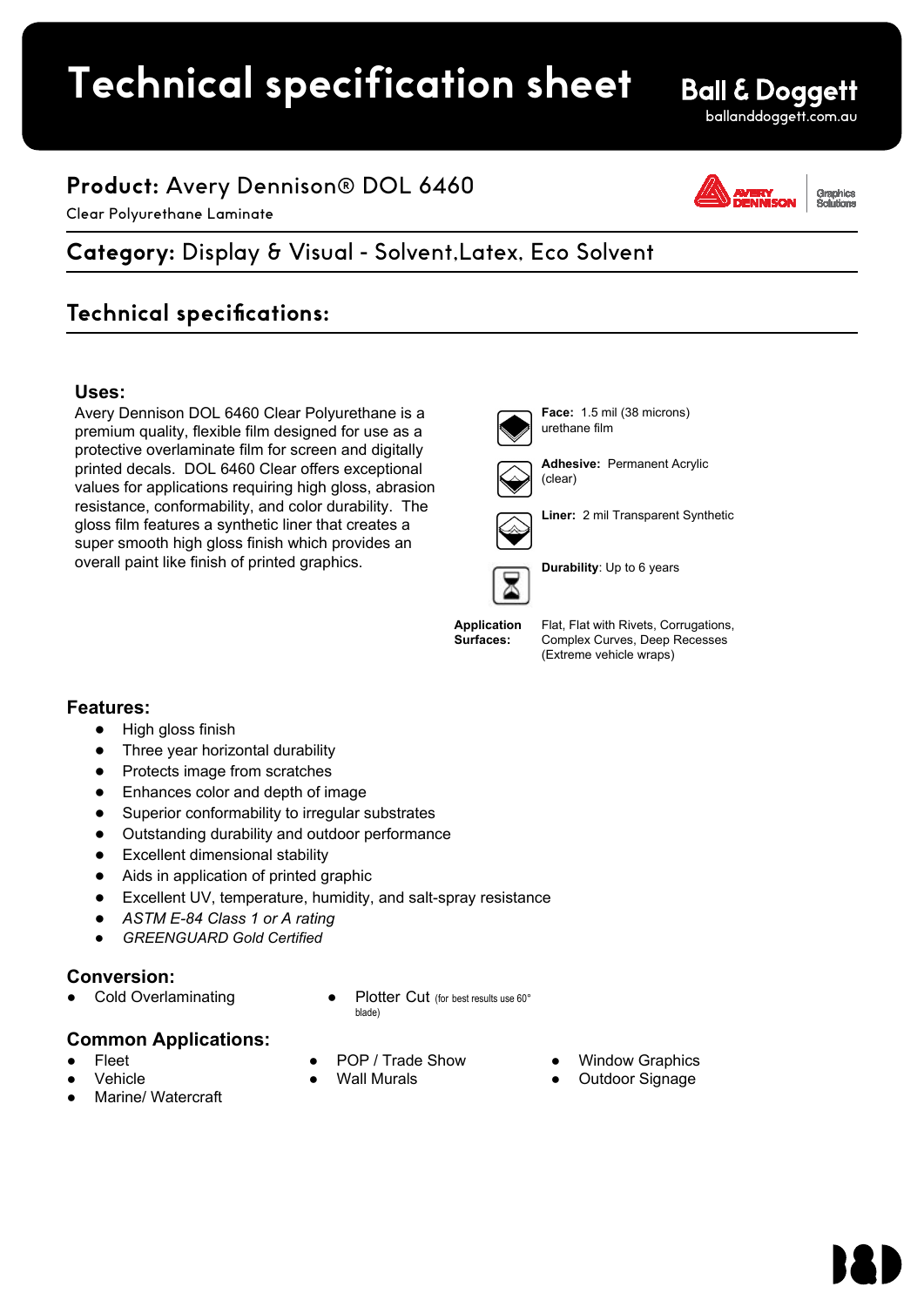# Technical specification sheet

Ball & Doggett
balanddoggett.com.au

## Product: Avery Dennison® DOL 6460

Clear Polyurethane Laminate

## Category: Display & Visual - Solvent,Latex, Eco Solvent

## Technical specifications:

### Uses:

Avery Dennison DOL 6460 Clear Polyurethane is a premium quality, flexible film designed for use as a protective overlaminate film for screen and digitally printed decals. DOL 6460 Clear offers exceptional values for applications requiring high gloss, abrasion resistance, conformability, and color durability. The gloss film features a synthetic liner that creates a super smooth high gloss finish which provides an overall paint like finish of printed graphics.

**Face:** 1.5 mil (38 microns) urethane film

**Adhesive:** Permanent Acrylic (clear)

**Liner:** 2 mil Transparent Synthetic

**Durability**: Up to 6 years

**Application Surfaces:** Flat, Flat with Rivets, Corrugations, Complex Curves, Deep Recesses (Extreme vehicle wraps)

### Features:

- High gloss finish
- Three year horizontal durability
- Protects image from scratches
- Enhances color and depth of image
- Superior conformability to irregular substrates
- Outstanding durability and outdoor performance
- Excellent dimensional stability
- Aids in application of printed graphic
- Excellent UV, temperature, humidity, and salt-spray resistance
- *ASTM E-84 Class 1 or A rating*
- *GREENGUARD Gold Certified*

### Conversion:

- Cold Overlaminating
- Plotter Cut (for best results use 60° blade)

### Common Applications:

- Fleet
- Vehicle
- Marine/ Watercraft
- POP / Trade Show
- Wall Murals
- Window Graphics
- Outdoor Signage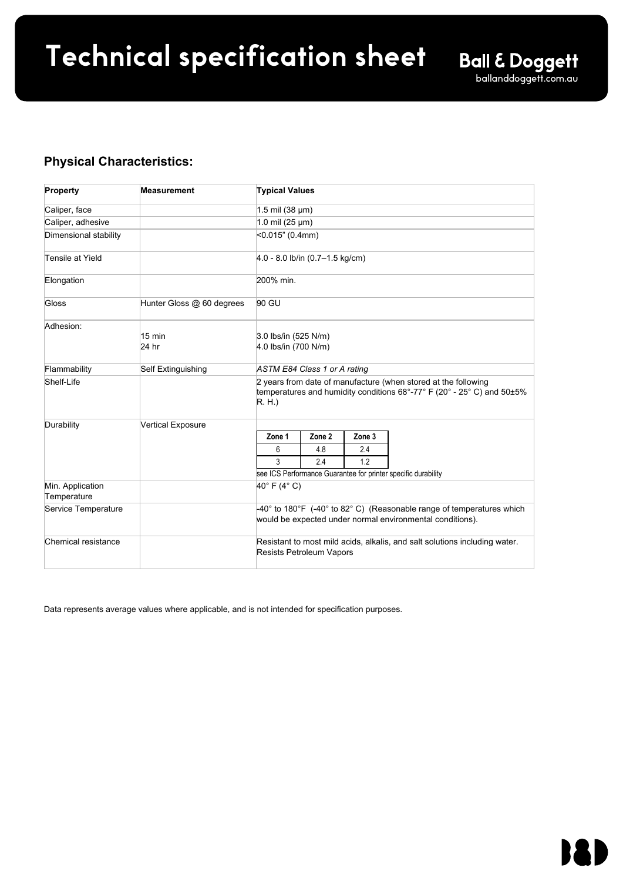# Technical specification sheet

**Ball & Doggett**
balllanddoggett.com.au

## Physical Characteristics:

| Property | Measurement | Typical Values |
|---|---|---|
| Caliper, face | | 1.5 mil (38 µm) |
| Caliper, adhesive | | 1.0 mil (25 µm) |
| Dimensional stability | | <0.015" (0.4mm) |
| Tensile at Yield | | 4.0 - 8.0 lb/in (0.7–1.5 kg/cm) |
| Elongation | | 200% min. |
| Gloss | Hunter Gloss @ 60 degrees | 90 GU |
| Adhesion: | 15 min<br>24 hr | 3.0 lbs/in (525 N/m)<br>4.0 lbs/in (700 N/m) |
| Flammability | Self Extinguishing | *ASTM E84 Class 1 or A rating* |
| Shelf-Life | | 2 years from date of manufacture (when stored at the following temperatures and humidity conditions 68°-77° F (20° - 25° C) and 50±5% R. H.) |
| Durability | Vertical Exposure | Zone 1 / Zone 2 / Zone 3:<br>6 / 4.8 / 2.4<br>3 / 2.4 / 1.2<br>see ICS Performance Guarantee for printer specific durability |
| Min. Application Temperature | | 40° F (4° C) |
| Service Temperature | | -40° to 180°F (-40° to 82° C) (Reasonable range of temperatures which would be expected under normal environmental conditions). |
| Chemical resistance | | Resistant to most mild acids, alkalis, and salt solutions including water. Resists Petroleum Vapors |

Data represents average values where applicable, and is not intended for specification purposes.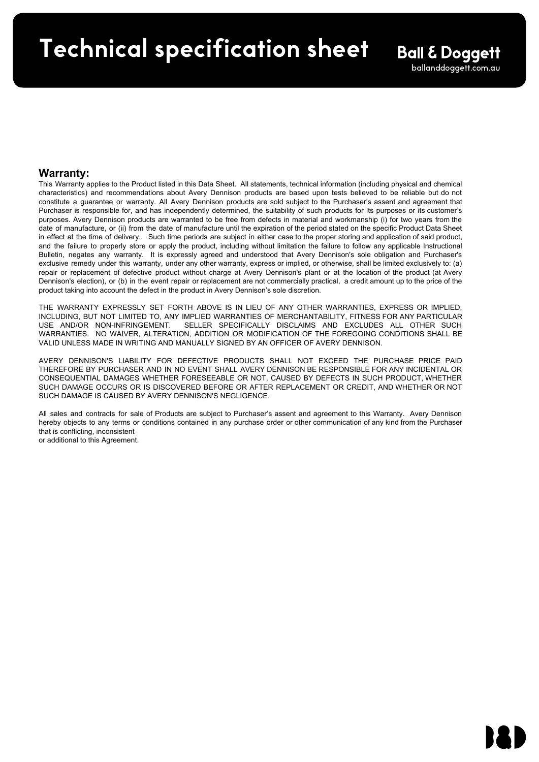## Warranty:

This Warranty applies to the Product listed in this Data Sheet. All statements, technical information (including physical and chemical characteristics) and recommendations about Avery Dennison products are based upon tests believed to be reliable but do not constitute a guarantee or warranty. All Avery Dennison products are sold subject to the Purchaser's assent and agreement that Purchaser is responsible for, and has independently determined, the suitability of such products for its purposes or its customer's purposes. Avery Dennison products are warranted to be free from defects in material and workmanship (i) for two years from the date of manufacture, or (ii) from the date of manufacture until the expiration of the period stated on the specific Product Data Sheet in effect at the time of delivery.. Such time periods are subject in either case to the proper storing and application of said product, and the failure to properly store or apply the product, including without limitation the failure to follow any applicable Instructional Bulletin, negates any warranty. It is expressly agreed and understood that Avery Dennison's sole obligation and Purchaser's exclusive remedy under this warranty, under any other warranty, express or implied, or otherwise, shall be limited exclusively to: (a) repair or replacement of defective product without charge at Avery Dennison's plant or at the location of the product (at Avery Dennison's election), or (b) in the event repair or replacement are not commercially practical, a credit amount up to the price of the product taking into account the defect in the product in Avery Dennison's sole discretion.

THE WARRANTY EXPRESSLY SET FORTH ABOVE IS IN LIEU OF ANY OTHER WARRANTIES, EXPRESS OR IMPLIED, INCLUDING, BUT NOT LIMITED TO, ANY IMPLIED WARRANTIES OF MERCHANTABILITY, FITNESS FOR ANY PARTICULAR USE AND/OR NON-INFRINGEMENT. SELLER SPECIFICALLY DISCLAIMS AND EXCLUDES ALL OTHER SUCH WARRANTIES. NO WAIVER, ALTERATION, ADDITION OR MODIFICATION OF THE FOREGOING CONDITIONS SHALL BE VALID UNLESS MADE IN WRITING AND MANUALLY SIGNED BY AN OFFICER OF AVERY DENNISON.

AVERY DENNISON'S LIABILITY FOR DEFECTIVE PRODUCTS SHALL NOT EXCEED THE PURCHASE PRICE PAID THEREFORE BY PURCHASER AND IN NO EVENT SHALL AVERY DENNISON BE RESPONSIBLE FOR ANY INCIDENTAL OR CONSEQUENTIAL DAMAGES WHETHER FORESEEABLE OR NOT, CAUSED BY DEFECTS IN SUCH PRODUCT, WHETHER SUCH DAMAGE OCCURS OR IS DISCOVERED BEFORE OR AFTER REPLACEMENT OR CREDIT, AND WHETHER OR NOT SUCH DAMAGE IS CAUSED BY AVERY DENNISON'S NEGLIGENCE.

All sales and contracts for sale of Products are subject to Purchaser's assent and agreement to this Warranty. Avery Dennison hereby objects to any terms or conditions contained in any purchase order or other communication of any kind from the Purchaser that is conflicting, inconsistent or additional to this Agreement.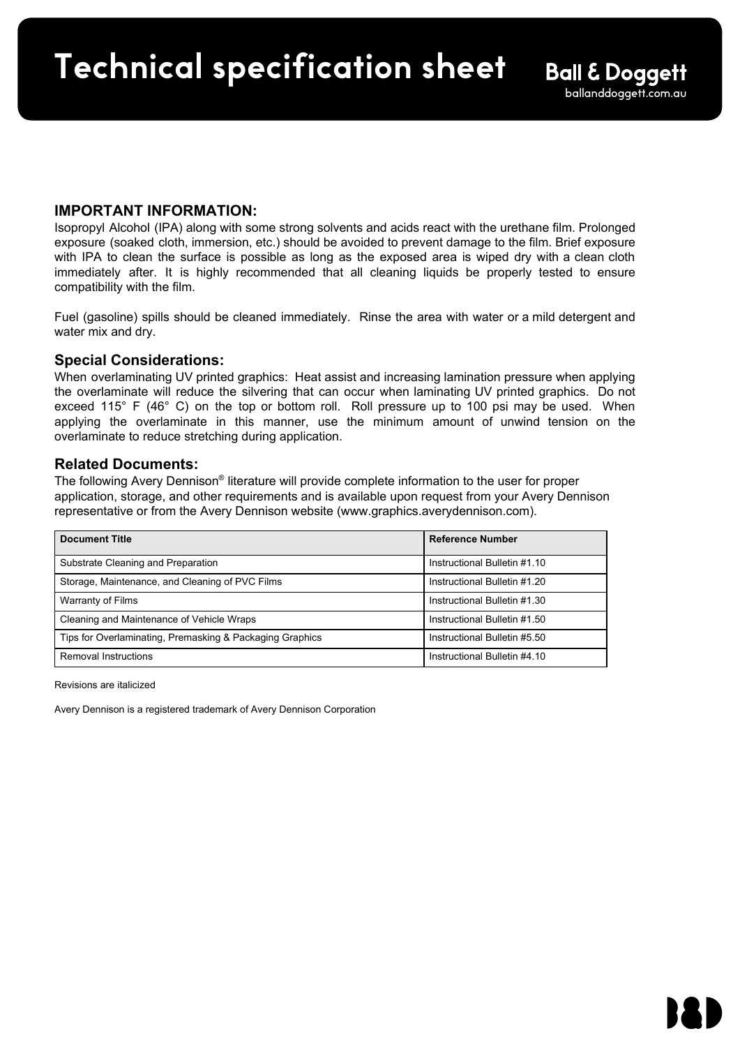## IMPORTANT INFORMATION:

Isopropyl Alcohol (IPA) along with some strong solvents and acids react with the urethane film. Prolonged exposure (soaked cloth, immersion, etc.) should be avoided to prevent damage to the film. Brief exposure with IPA to clean the surface is possible as long as the exposed area is wiped dry with a clean cloth immediately after. It is highly recommended that all cleaning liquids be properly tested to ensure compatibility with the film.

Fuel (gasoline) spills should be cleaned immediately. Rinse the area with water or a mild detergent and water mix and dry.

### Special Considerations:

When overlaminating UV printed graphics: Heat assist and increasing lamination pressure when applying the overlaminate will reduce the silvering that can occur when laminating UV printed graphics. Do not exceed 115° F (46° C) on the top or bottom roll. Roll pressure up to 100 psi may be used. When applying the overlaminate in this manner, use the minimum amount of unwind tension on the overlaminate to reduce stretching during application.

### Related Documents:

The following Avery Dennison® literature will provide complete information to the user for proper application, storage, and other requirements and is available upon request from your Avery Dennison representative or from the Avery Dennison website (www.graphics.averydennison.com).

| Document Title | Reference Number |
|---|---|
| Substrate Cleaning and Preparation | Instructional Bulletin #1.10 |
| Storage, Maintenance, and Cleaning of PVC Films | Instructional Bulletin #1.20 |
| Warranty of Films | Instructional Bulletin #1.30 |
| Cleaning and Maintenance of Vehicle Wraps | Instructional Bulletin #1.50 |
| Tips for Overlaminating, Premasking & Packaging Graphics | Instructional Bulletin #5.50 |
| Removal Instructions | Instructional Bulletin #4.10 |

Revisions are italicized

Avery Dennison is a registered trademark of Avery Dennison Corporation